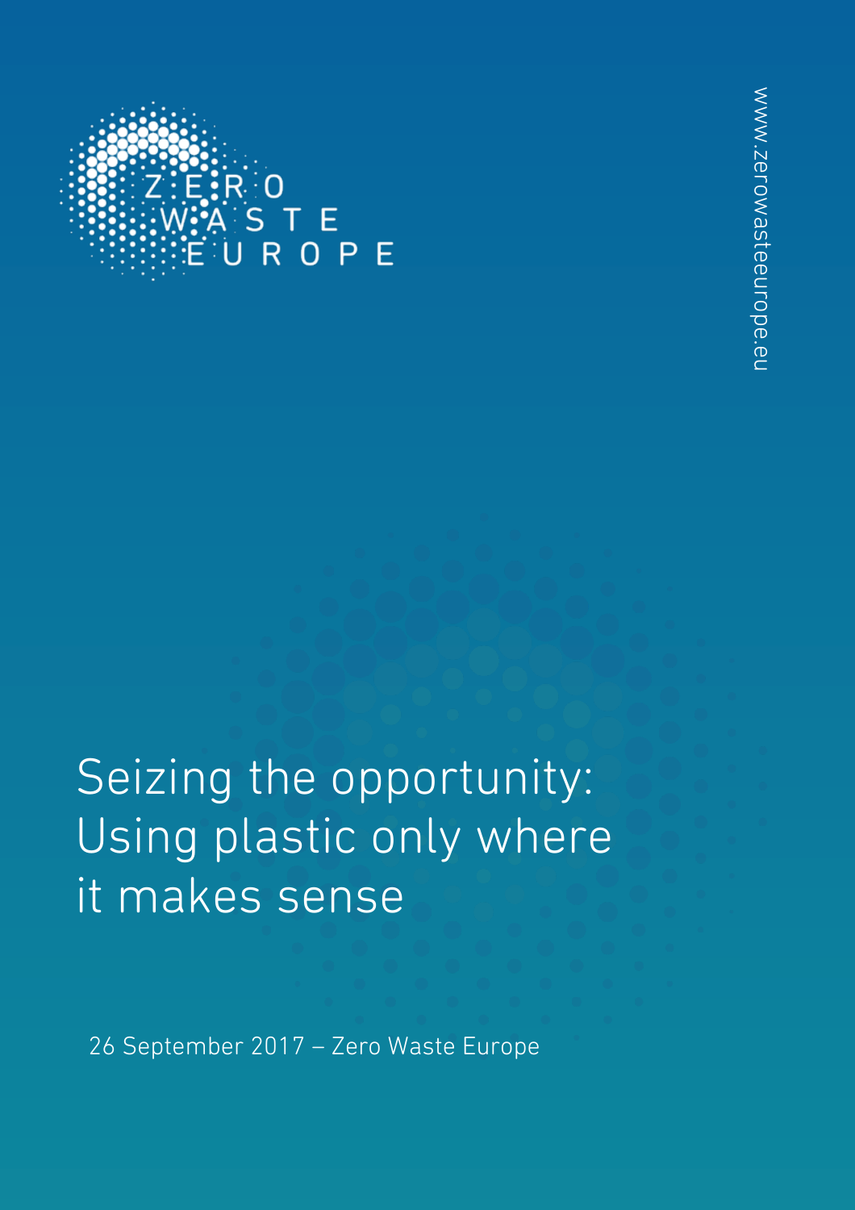ZERO WASTE EUROPE

www.zerowasteeurope.eu

# Seizing the opportunity: Using plastic only where it makes sense

26 September 2017 – Zero Waste Europe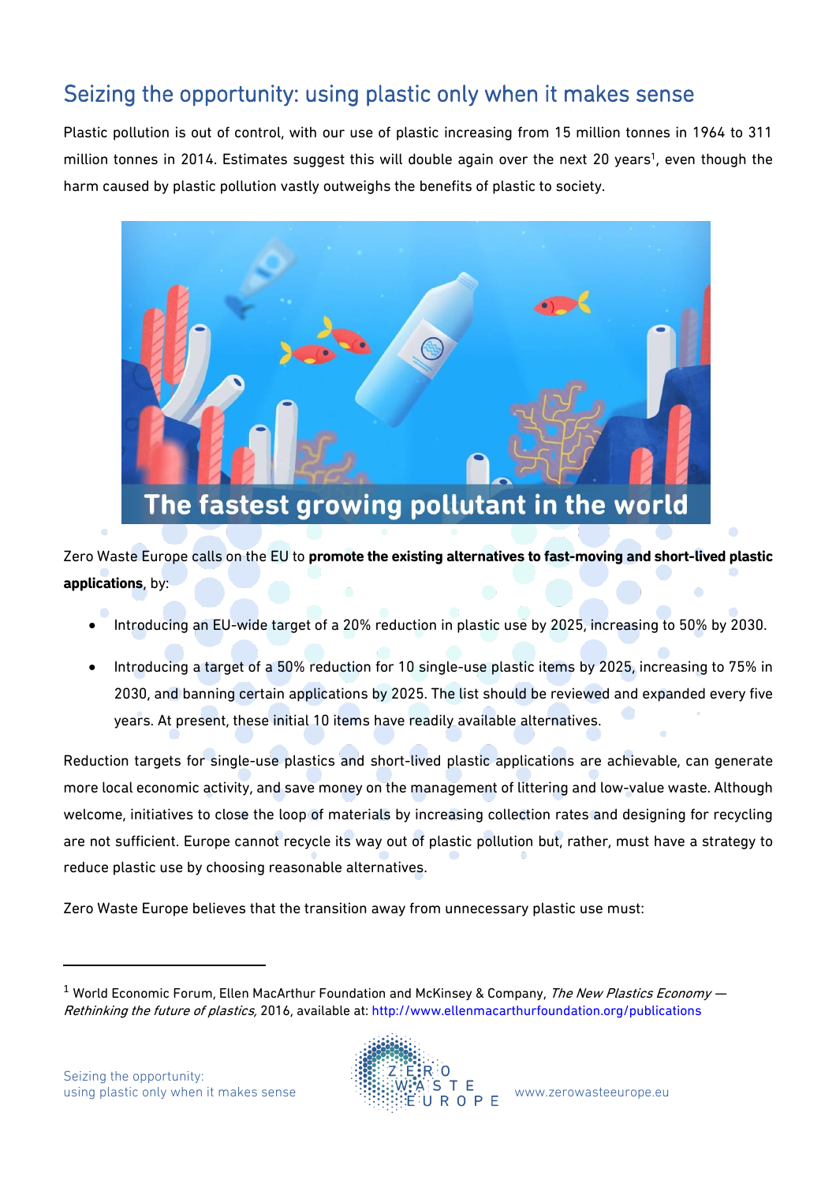## Seizing the opportunity: using plastic only when it makes sense

Plastic pollution is out of control, with our use of plastic increasing from 15 million tonnes in 1964 to 311 million tonnes in 2014. Estimates suggest this will double again over the next 20 years[1], even though the harm caused by plastic pollution vastly outweighs the benefits of plastic to society.

The fastest growing pollutant in the world

Zero Waste Europe calls on the EU to **promote the existing alternatives to fast-moving and short-lived plastic applications**, by:

- Introducing an EU-wide target of a 20% reduction in plastic use by 2025, increasing to 50% by 2030.
- Introducing a target of a 50% reduction for 10 single-use plastic items by 2025, increasing to 75% in 2030, and banning certain applications by 2025. The list should be reviewed and expanded every five years. At present, these initial 10 items have readily available alternatives.

Reduction targets for single-use plastics and short-lived plastic applications are achievable, can generate more local economic activity, and save money on the management of littering and low-value waste. Although welcome, initiatives to close the loop of materials by increasing collection rates and designing for recycling are not sufficient. Europe cannot recycle its way out of plastic pollution but, rather, must have a strategy to reduce plastic use by choosing reasonable alternatives.

Zero Waste Europe believes that the transition away from unnecessary plastic use must:

---

[1] World Economic Forum, Ellen MacArthur Foundation and McKinsey & Company, *The New Plastics Economy — Rethinking the future of plastics,* 2016, available at: http://www.ellenmacarthurfoundation.org/publications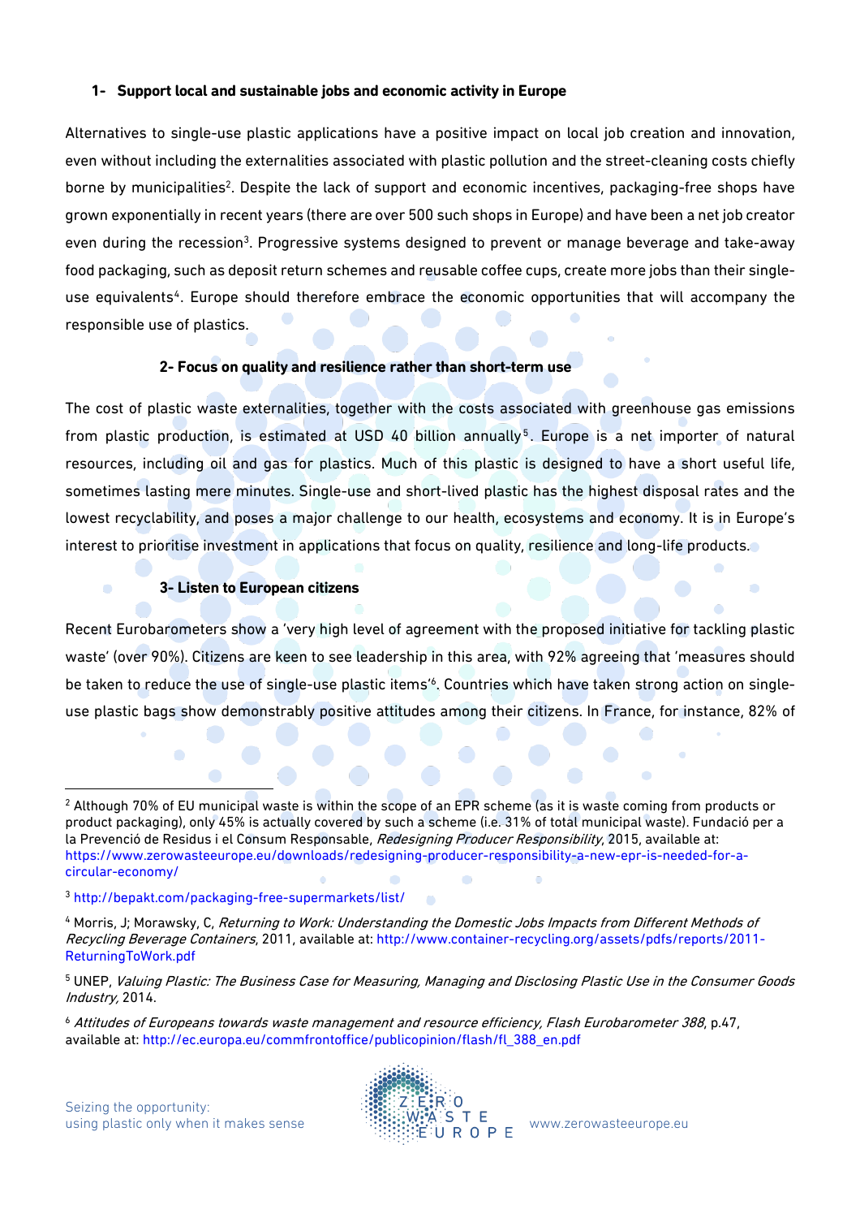**1- Support local and sustainable jobs and economic activity in Europe**

Alternatives to single-use plastic applications have a positive impact on local job creation and innovation, even without including the externalities associated with plastic pollution and the street-cleaning costs chiefly borne by municipalities[2]. Despite the lack of support and economic incentives, packaging-free shops have grown exponentially in recent years (there are over 500 such shops in Europe) and have been a net job creator even during the recession[3]. Progressive systems designed to prevent or manage beverage and take-away food packaging, such as deposit return schemes and reusable coffee cups, create more jobs than their single-use equivalents[4]. Europe should therefore embrace the economic opportunities that will accompany the responsible use of plastics.

**2- Focus on quality and resilience rather than short-term use**

The cost of plastic waste externalities, together with the costs associated with greenhouse gas emissions from plastic production, is estimated at USD 40 billion annually[5]. Europe is a net importer of natural resources, including oil and gas for plastics. Much of this plastic is designed to have a short useful life, sometimes lasting mere minutes. Single-use and short-lived plastic has the highest disposal rates and the lowest recyclability, and poses a major challenge to our health, ecosystems and economy. It is in Europe's interest to prioritise investment in applications that focus on quality, resilience and long-life products.

**3- Listen to European citizens**

Recent Eurobarometers show a 'very high level of agreement with the proposed initiative for tackling plastic waste' (over 90%). Citizens are keen to see leadership in this area, with 92% agreeing that 'measures should be taken to reduce the use of single-use plastic items'[6]. Countries which have taken strong action on single-use plastic bags show demonstrably positive attitudes among their citizens. In France, for instance, 82% of

---

[2] Although 70% of EU municipal waste is within the scope of an EPR scheme (as it is waste coming from products or product packaging), only 45% is actually covered by such a scheme (i.e. 31% of total municipal waste). Fundació per a la Prevenció de Residus i el Consum Responsable, *Redesigning Producer Responsibility*, 2015, available at: https://www.zerowasteeurope.eu/downloads/redesigning-producer-responsibility-a-new-epr-is-needed-for-a-circular-economy/

[3] http://bepakt.com/packaging-free-supermarkets/list/

[4] Morris, J; Morawsky, C, *Returning to Work: Understanding the Domestic Jobs Impacts from Different Methods of Recycling Beverage Containers*, 2011, available at: http://www.container-recycling.org/assets/pdfs/reports/2011-ReturningToWork.pdf

[5] UNEP, *Valuing Plastic: The Business Case for Measuring, Managing and Disclosing Plastic Use in the Consumer Goods Industry,* 2014.

[6] *Attitudes of Europeans towards waste management and resource efficiency, Flash Eurobarometer 388*, p.47, available at: http://ec.europa.eu/commfrontoffice/publicopinion/flash/fl_388_en.pdf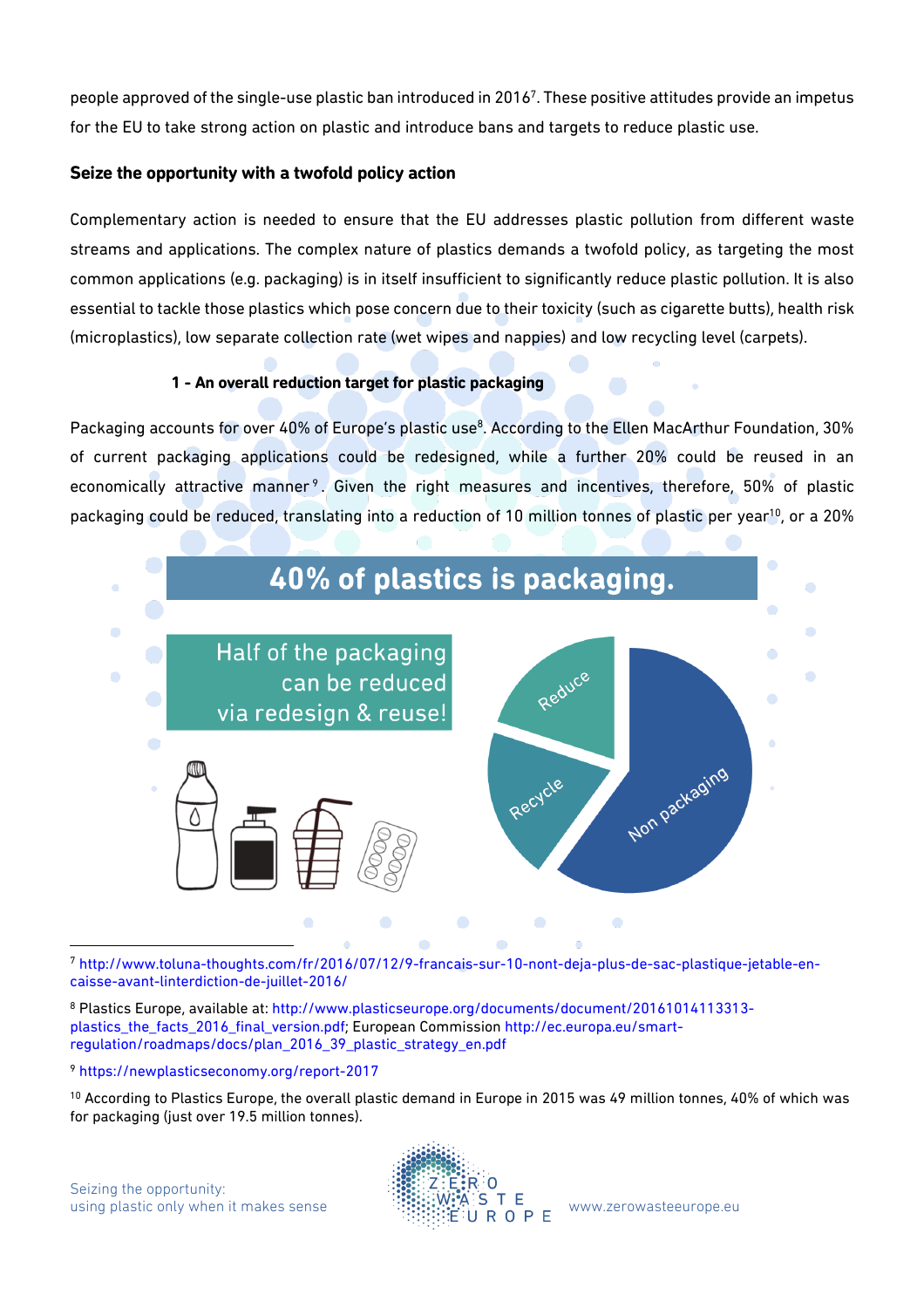people approved of the single-use plastic ban introduced in 2016[7]. These positive attitudes provide an impetus for the EU to take strong action on plastic and introduce bans and targets to reduce plastic use.

## Seize the opportunity with a twofold policy action

Complementary action is needed to ensure that the EU addresses plastic pollution from different waste streams and applications. The complex nature of plastics demands a twofold policy, as targeting the most common applications (e.g. packaging) is in itself insufficient to significantly reduce plastic pollution. It is also essential to tackle those plastics which pose concern due to their toxicity (such as cigarette butts), health risk (microplastics), low separate collection rate (wet wipes and nappies) and low recycling level (carpets).

### 1 - An overall reduction target for plastic packaging

Packaging accounts for over 40% of Europe's plastic use[8]. According to the Ellen MacArthur Foundation, 30% of current packaging applications could be redesigned, while a further 20% could be reused in an economically attractive manner[9]. Given the right measures and incentives, therefore, 50% of plastic packaging could be reduced, translating into a reduction of 10 million tonnes of plastic per year[10], or a 20%

**40% of plastics is packaging.**

Half of the packaging can be reduced via redesign & reuse!

Reduce
Recycle
Non packaging

---

[7] http://www.toluna-thoughts.com/fr/2016/07/12/9-francais-sur-10-nont-deja-plus-de-sac-plastique-jetable-en-caisse-avant-linterdiction-de-juillet-2016/

[8] Plastics Europe, available at: http://www.plasticseurope.org/documents/document/20161014113313-plastics_the_facts_2016_final_version.pdf; European Commission http://ec.europa.eu/smart-regulation/roadmaps/docs/plan_2016_39_plastic_strategy_en.pdf

[9] https://newplasticseconomy.org/report-2017

[10] According to Plastics Europe, the overall plastic demand in Europe in 2015 was 49 million tonnes, 40% of which was for packaging (just over 19.5 million tonnes).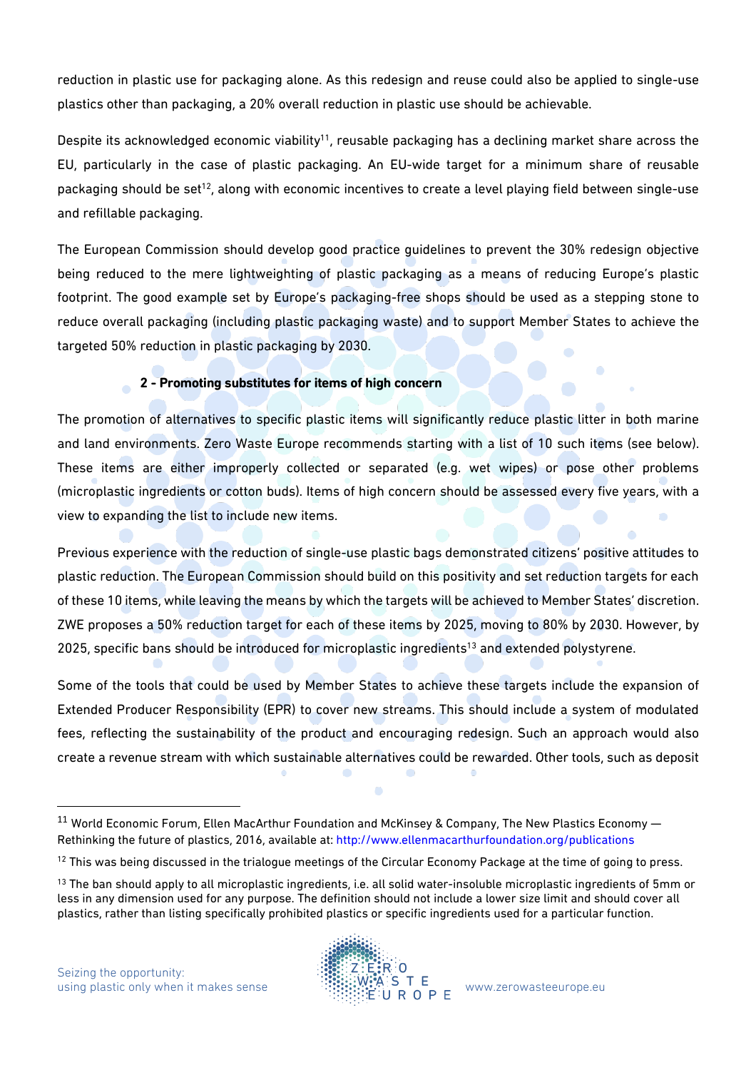reduction in plastic use for packaging alone. As this redesign and reuse could also be applied to single-use plastics other than packaging, a 20% overall reduction in plastic use should be achievable.

Despite its acknowledged economic viability[11], reusable packaging has a declining market share across the EU, particularly in the case of plastic packaging. An EU-wide target for a minimum share of reusable packaging should be set[12], along with economic incentives to create a level playing field between single-use and refillable packaging.

The European Commission should develop good practice guidelines to prevent the 30% redesign objective being reduced to the mere lightweighting of plastic packaging as a means of reducing Europe's plastic footprint. The good example set by Europe's packaging-free shops should be used as a stepping stone to reduce overall packaging (including plastic packaging waste) and to support Member States to achieve the targeted 50% reduction in plastic packaging by 2030.

### 2 - Promoting substitutes for items of high concern

The promotion of alternatives to specific plastic items will significantly reduce plastic litter in both marine and land environments. Zero Waste Europe recommends starting with a list of 10 such items (see below). These items are either improperly collected or separated (e.g. wet wipes) or pose other problems (microplastic ingredients or cotton buds). Items of high concern should be assessed every five years, with a view to expanding the list to include new items.

Previous experience with the reduction of single-use plastic bags demonstrated citizens' positive attitudes to plastic reduction. The European Commission should build on this positivity and set reduction targets for each of these 10 items, while leaving the means by which the targets will be achieved to Member States' discretion. ZWE proposes a 50% reduction target for each of these items by 2025, moving to 80% by 2030. However, by 2025, specific bans should be introduced for microplastic ingredients[13] and extended polystyrene.

Some of the tools that could be used by Member States to achieve these targets include the expansion of Extended Producer Responsibility (EPR) to cover new streams. This should include a system of modulated fees, reflecting the sustainability of the product and encouraging redesign. Such an approach would also create a revenue stream with which sustainable alternatives could be rewarded. Other tools, such as deposit

---

[11] World Economic Forum, Ellen MacArthur Foundation and McKinsey & Company, The New Plastics Economy — Rethinking the future of plastics, 2016, available at: http://www.ellenmacarthurfoundation.org/publications

[12] This was being discussed in the trialogue meetings of the Circular Economy Package at the time of going to press.

[13] The ban should apply to all microplastic ingredients, i.e. all solid water-insoluble microplastic ingredients of 5mm or less in any dimension used for any purpose. The definition should not include a lower size limit and should cover all plastics, rather than listing specifically prohibited plastics or specific ingredients used for a particular function.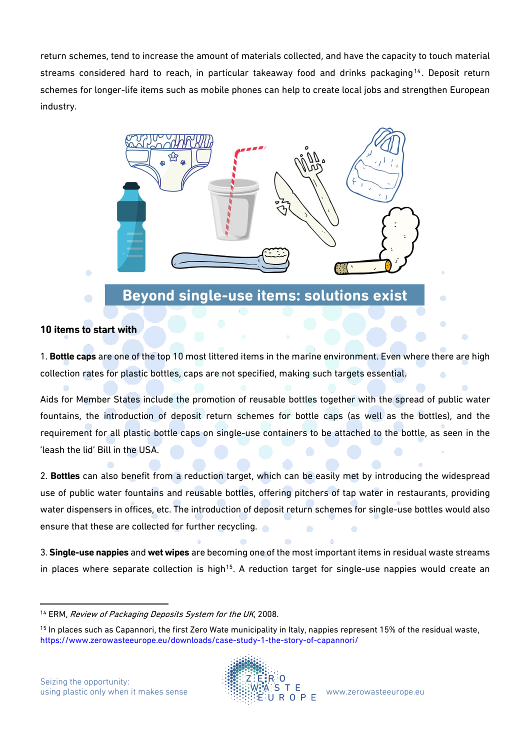return schemes, tend to increase the amount of materials collected, and have the capacity to touch material streams considered hard to reach, in particular takeaway food and drinks packaging[14]. Deposit return schemes for longer-life items such as mobile phones can help to create local jobs and strengthen European industry.

## Beyond single-use items: solutions exist

### 10 items to start with

1. **Bottle caps** are one of the top 10 most littered items in the marine environment. Even where there are high collection rates for plastic bottles, caps are not specified, making such targets essential.

Aids for Member States include the promotion of reusable bottles together with the spread of public water fountains, the introduction of deposit return schemes for bottle caps (as well as the bottles), and the requirement for all plastic bottle caps on single-use containers to be attached to the bottle, as seen in the 'leash the lid' Bill in the USA.

2. **Bottles** can also benefit from a reduction target, which can be easily met by introducing the widespread use of public water fountains and reusable bottles, offering pitchers of tap water in restaurants, providing water dispensers in offices, etc. The introduction of deposit return schemes for single-use bottles would also ensure that these are collected for further recycling.

3. **Single-use nappies** and **wet wipes** are becoming one of the most important items in residual waste streams in places where separate collection is high[15]. A reduction target for single-use nappies would create an

---

[14] ERM, *Review of Packaging Deposits System for the UK*, 2008.

[15] In places such as Capannori, the first Zero Wate municipality in Italy, nappies represent 15% of the residual waste, https://www.zerowasteeurope.eu/downloads/case-study-1-the-story-of-capannori/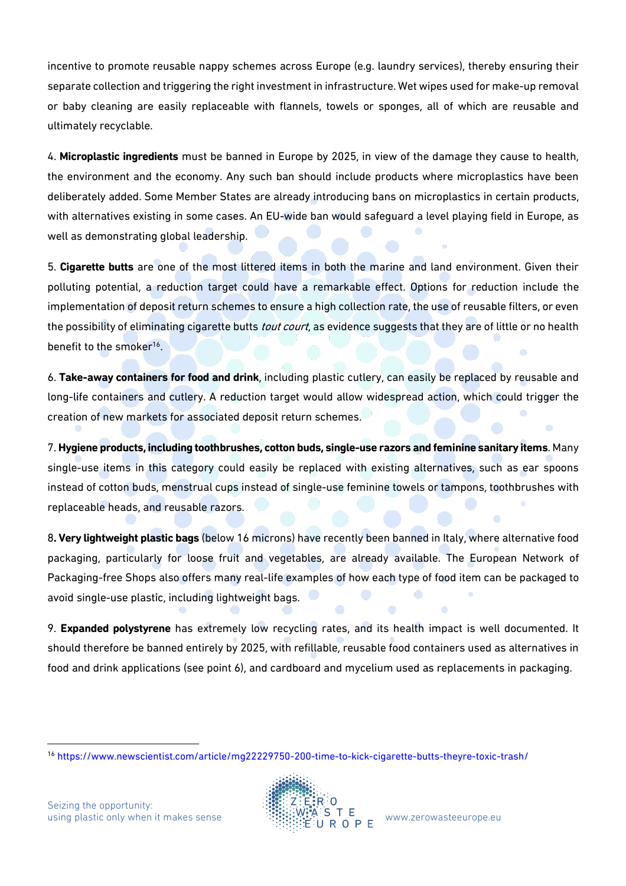incentive to promote reusable nappy schemes across Europe (e.g. laundry services), thereby ensuring their separate collection and triggering the right investment in infrastructure. Wet wipes used for make-up removal or baby cleaning are easily replaceable with flannels, towels or sponges, all of which are reusable and ultimately recyclable.

4. **Microplastic ingredients** must be banned in Europe by 2025, in view of the damage they cause to health, the environment and the economy. Any such ban should include products where microplastics have been deliberately added. Some Member States are already introducing bans on microplastics in certain products, with alternatives existing in some cases. An EU-wide ban would safeguard a level playing field in Europe, as well as demonstrating global leadership.

5. **Cigarette butts** are one of the most littered items in both the marine and land environment. Given their polluting potential, a reduction target could have a remarkable effect. Options for reduction include the implementation of deposit return schemes to ensure a high collection rate, the use of reusable filters, or even the possibility of eliminating cigarette butts *tout court*, as evidence suggests that they are of little or no health benefit to the smoker[16].

6. **Take-away containers for food and drink**, including plastic cutlery, can easily be replaced by reusable and long-life containers and cutlery. A reduction target would allow widespread action, which could trigger the creation of new markets for associated deposit return schemes.

7. **Hygiene products, including toothbrushes, cotton buds, single-use razors and feminine sanitary items**. Many single-use items in this category could easily be replaced with existing alternatives, such as ear spoons instead of cotton buds, menstrual cups instead of single-use feminine towels or tampons, toothbrushes with replaceable heads, and reusable razors.

8**. Very lightweight plastic bags** (below 16 microns) have recently been banned in Italy, where alternative food packaging, particularly for loose fruit and vegetables, are already available. The European Network of Packaging-free Shops also offers many real-life examples of how each type of food item can be packaged to avoid single-use plastic, including lightweight bags.

9. **Expanded polystyrene** has extremely low recycling rates, and its health impact is well documented. It should therefore be banned entirely by 2025, with refillable, reusable food containers used as alternatives in food and drink applications (see point 6), and cardboard and mycelium used as replacements in packaging.

---

[16] https://www.newscientist.com/article/mg22229750-200-time-to-kick-cigarette-butts-theyre-toxic-trash/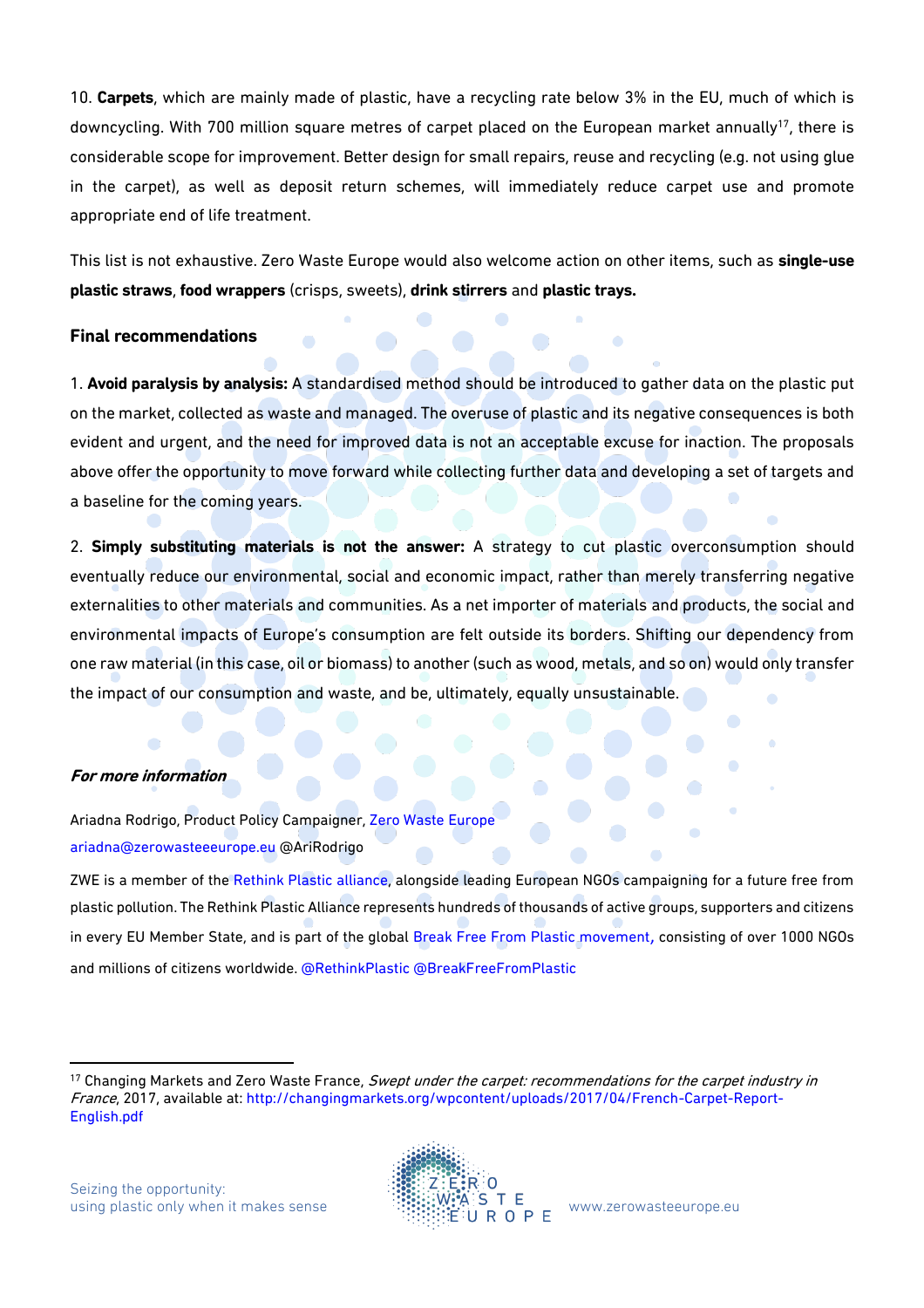10. **Carpets**, which are mainly made of plastic, have a recycling rate below 3% in the EU, much of which is downcycling. With 700 million square metres of carpet placed on the European market annually[17], there is considerable scope for improvement. Better design for small repairs, reuse and recycling (e.g. not using glue in the carpet), as well as deposit return schemes, will immediately reduce carpet use and promote appropriate end of life treatment.

This list is not exhaustive. Zero Waste Europe would also welcome action on other items, such as **single-use plastic straws**, **food wrappers** (crisps, sweets), **drink stirrers** and **plastic trays.**

### Final recommendations

1. **Avoid paralysis by analysis:** A standardised method should be introduced to gather data on the plastic put on the market, collected as waste and managed. The overuse of plastic and its negative consequences is both evident and urgent, and the need for improved data is not an acceptable excuse for inaction. The proposals above offer the opportunity to move forward while collecting further data and developing a set of targets and a baseline for the coming years.

2. **Simply substituting materials is not the answer:** A strategy to cut plastic overconsumption should eventually reduce our environmental, social and economic impact, rather than merely transferring negative externalities to other materials and communities. As a net importer of materials and products, the social and environmental impacts of Europe's consumption are felt outside its borders. Shifting our dependency from one raw material (in this case, oil or biomass) to another (such as wood, metals, and so on) would only transfer the impact of our consumption and waste, and be, ultimately, equally unsustainable.

***For more information***

Ariadna Rodrigo, Product Policy Campaigner, Zero Waste Europe
ariadna@zerowasteeurope.eu @AriRodrigo

ZWE is a member of the Rethink Plastic alliance, alongside leading European NGOs campaigning for a future free from plastic pollution. The Rethink Plastic Alliance represents hundreds of thousands of active groups, supporters and citizens in every EU Member State, and is part of the global Break Free From Plastic movement, consisting of over 1000 NGOs and millions of citizens worldwide. @RethinkPlastic @BreakFreeFromPlastic

---

[17] Changing Markets and Zero Waste France, *Swept under the carpet: recommendations for the carpet industry in France*, 2017, available at: http://changingmarkets.org/wpcontent/uploads/2017/04/French-Carpet-Report-English.pdf